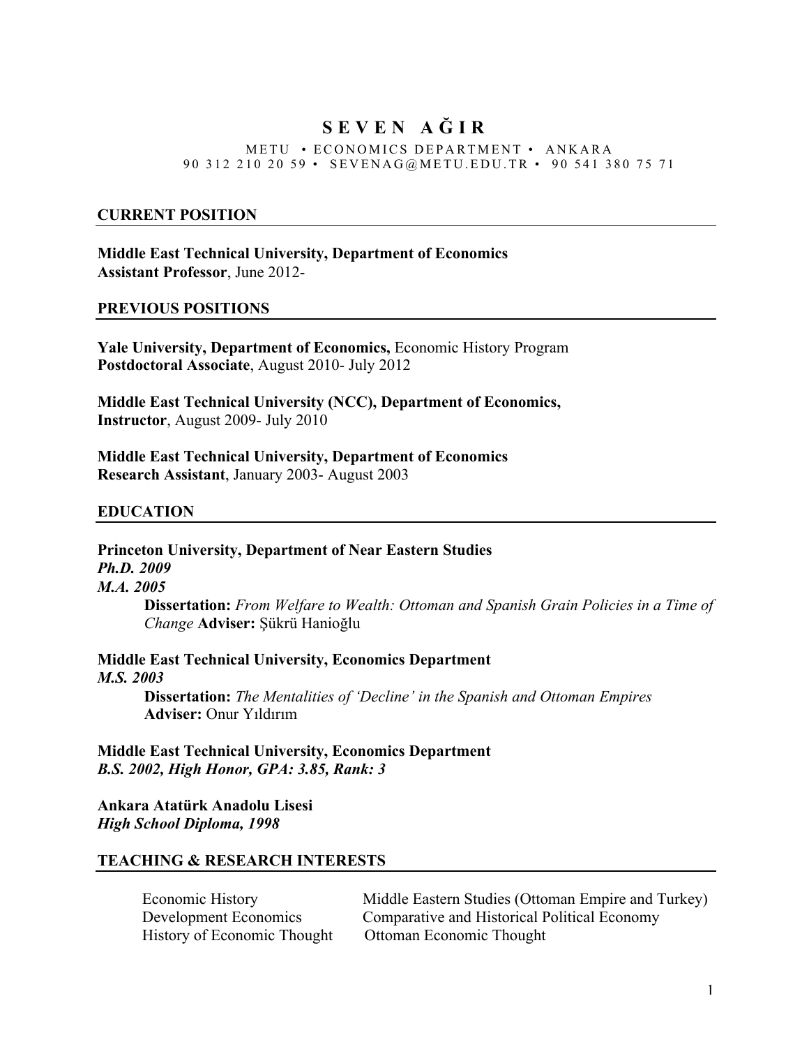# SEVEN AĞIR

METU • ECONOMICS DEPARTMENT • ANKARA
90 312 210 20 59 • SEVENAG@METU.EDU.TR • 90 541 380 75 71

## CURRENT POSITION

**Middle East Technical University, Department of Economics**
**Assistant Professor**, June 2012-

## PREVIOUS POSITIONS

**Yale University, Department of Economics,** Economic History Program
**Postdoctoral Associate**, August 2010- July 2012

**Middle East Technical University (NCC), Department of Economics,**
**Instructor**, August 2009- July 2010

**Middle East Technical University, Department of Economics**
**Research Assistant**, January 2003- August 2003

## EDUCATION

**Princeton University, Department of Near Eastern Studies**
***Ph.D. 2009***
***M.A. 2005***

> **Dissertation:** *From Welfare to Wealth: Ottoman and Spanish Grain Policies in a Time of Change* **Adviser:** Şükrü Hanioğlu

**Middle East Technical University, Economics Department**
***M.S. 2003***

> **Dissertation:** *The Mentalities of 'Decline' in the Spanish and Ottoman Empires*
> **Adviser:** Onur Yıldırım

**Middle East Technical University, Economics Department**
***B.S. 2002, High Honor, GPA: 3.85, Rank: 3***

**Ankara Atatürk Anadolu Lisesi**
***High School Diploma, 1998***

## TEACHING & RESEARCH INTERESTS

- Economic History
- Development Economics
- History of Economic Thought
- Middle Eastern Studies (Ottoman Empire and Turkey)
- Comparative and Historical Political Economy
- Ottoman Economic Thought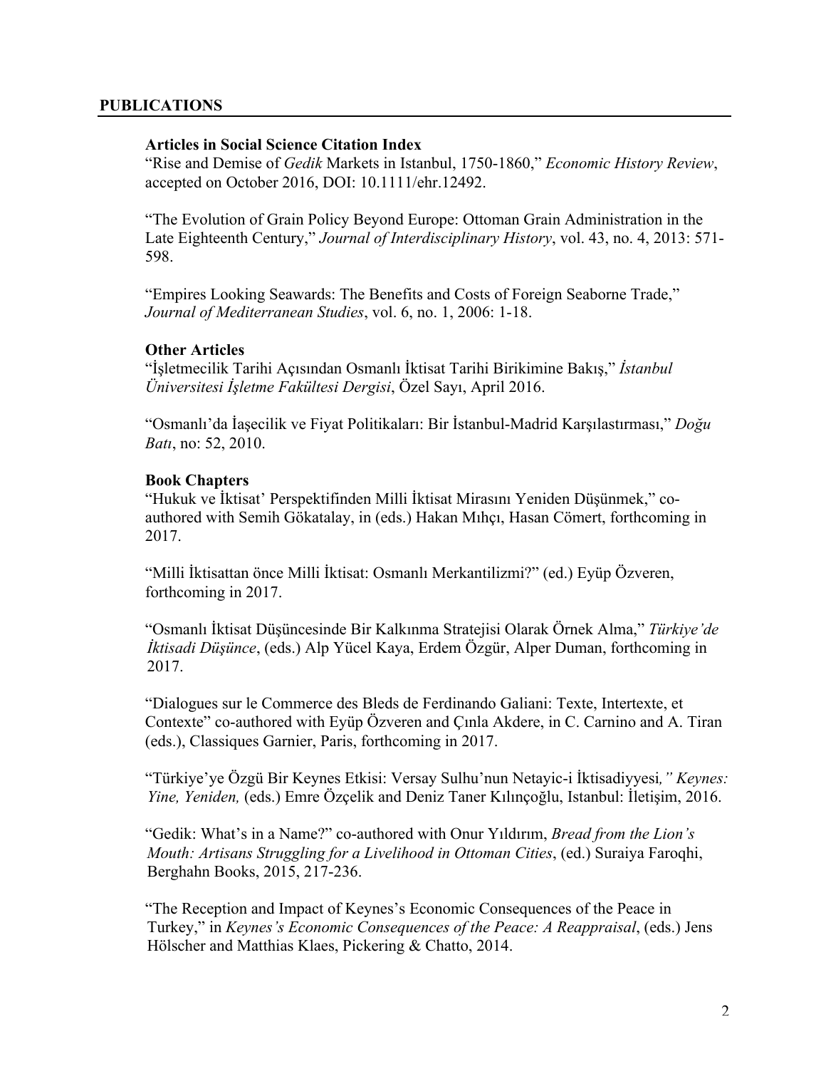## PUBLICATIONS

### Articles in Social Science Citation Index

"Rise and Demise of *Gedik* Markets in Istanbul, 1750-1860," *Economic History Review*, accepted on October 2016, DOI: 10.1111/ehr.12492.

"The Evolution of Grain Policy Beyond Europe: Ottoman Grain Administration in the Late Eighteenth Century," *Journal of Interdisciplinary History*, vol. 43, no. 4, 2013: 571-598.

"Empires Looking Seawards: The Benefits and Costs of Foreign Seaborne Trade," *Journal of Mediterranean Studies*, vol. 6, no. 1, 2006: 1-18.

### Other Articles

"İşletmecilik Tarihi Açısından Osmanlı İktisat Tarihi Birikimine Bakış," *İstanbul Üniversitesi İşletme Fakültesi Dergisi*, Özel Sayı, April 2016.

"Osmanlı'da İaşecilik ve Fiyat Politikaları: Bir İstanbul-Madrid Karşılastırması," *Doğu Batı*, no: 52, 2010.

### Book Chapters

"Hukuk ve İktisat' Perspektifinden Milli İktisat Mirasını Yeniden Düşünmek," co-authored with Semih Gökatalay, in (eds.) Hakan Mıhçı, Hasan Cömert, forthcoming in 2017.

"Milli İktisattan önce Milli İktisat: Osmanlı Merkantilizmi?" (ed.) Eyüp Özveren, forthcoming in 2017.

"Osmanlı İktisat Düşüncesinde Bir Kalkınma Stratejisi Olarak Örnek Alma," *Türkiye'de İktisadi Düşünce*, (eds.) Alp Yücel Kaya, Erdem Özgür, Alper Duman, forthcoming in 2017.

"Dialogues sur le Commerce des Bleds de Ferdinando Galiani: Texte, Intertexte, et Contexte" co-authored with Eyüp Özveren and Çınla Akdere, in C. Carnino and A. Tiran (eds.), Classiques Garnier, Paris, forthcoming in 2017.

"Türkiye'ye Özgü Bir Keynes Etkisi: Versay Sulhu'nun Netayic-i İktisadiyyesi*," Keynes: Yine, Yeniden,* (eds.) Emre Özçelik and Deniz Taner Kılınçoğlu, Istanbul: İletişim, 2016.

"Gedik: What's in a Name?" co-authored with Onur Yıldırım, *Bread from the Lion's Mouth: Artisans Struggling for a Livelihood in Ottoman Cities*, (ed.) Suraiya Faroqhi, Berghahn Books, 2015, 217-236.

"The Reception and Impact of Keynes's Economic Consequences of the Peace in Turkey," in *Keynes's Economic Consequences of the Peace: A Reappraisal*, (eds.) Jens Hölscher and Matthias Klaes, Pickering & Chatto, 2014.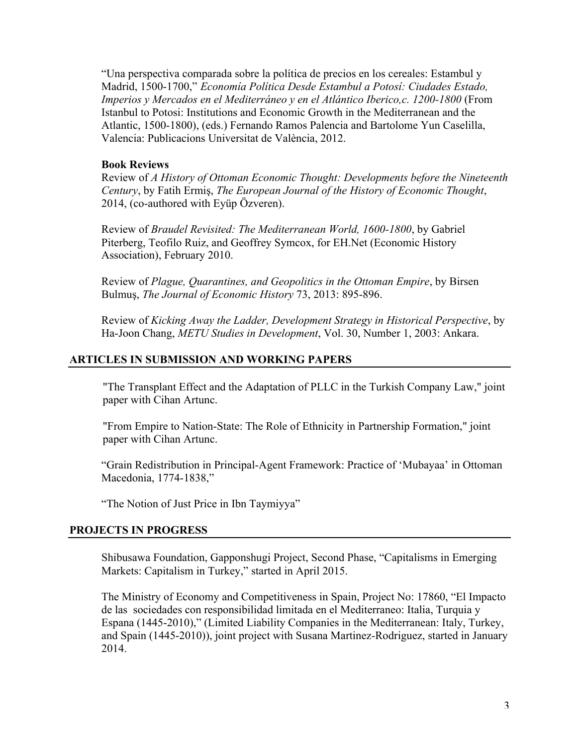"Una perspectiva comparada sobre la política de precios en los cereales: Estambul y Madrid, 1500-1700," *Economía Política Desde Estambul a Potosí: Ciudades Estado, Imperios y Mercados en el Mediterráneo y en el Atlántico Iberico,c. 1200-1800* (From Istanbul to Potosi: Institutions and Economic Growth in the Mediterranean and the Atlantic, 1500-1800), (eds.) Fernando Ramos Palencia and Bartolome Yun Caselilla, Valencia: Publicacions Universitat de València, 2012.

**Book Reviews**

Review of *A History of Ottoman Economic Thought: Developments before the Nineteenth Century*, by Fatih Ermiş, *The European Journal of the History of Economic Thought*, 2014, (co-authored with Eyüp Özveren).

Review of *Braudel Revisited: The Mediterranean World, 1600-1800*, by Gabriel Piterberg, Teofilo Ruiz, and Geoffrey Symcox, for EH.Net (Economic History Association), February 2010.

Review of *Plague, Quarantines, and Geopolitics in the Ottoman Empire*, by Birsen Bulmuş, *The Journal of Economic History* 73, 2013: 895-896.

Review of *Kicking Away the Ladder, Development Strategy in Historical Perspective*, by Ha-Joon Chang, *METU Studies in Development*, Vol. 30, Number 1, 2003: Ankara.

## ARTICLES IN SUBMISSION AND WORKING PAPERS

"The Transplant Effect and the Adaptation of PLLC in the Turkish Company Law," joint paper with Cihan Artunc.

"From Empire to Nation-State: The Role of Ethnicity in Partnership Formation," joint paper with Cihan Artunc.

"Grain Redistribution in Principal-Agent Framework: Practice of 'Mubayaa' in Ottoman Macedonia, 1774-1838,"

"The Notion of Just Price in Ibn Taymiyya"

## PROJECTS IN PROGRESS

Shibusawa Foundation, Gapponshugi Project, Second Phase, "Capitalisms in Emerging Markets: Capitalism in Turkey," started in April 2015.

The Ministry of Economy and Competitiveness in Spain, Project No: 17860, "El Impacto de las sociedades con responsibilidad limitada en el Mediterraneo: Italia, Turquia y Espana (1445-2010)," (Limited Liability Companies in the Mediterranean: Italy, Turkey, and Spain (1445-2010)), joint project with Susana Martinez-Rodriguez, started in January 2014.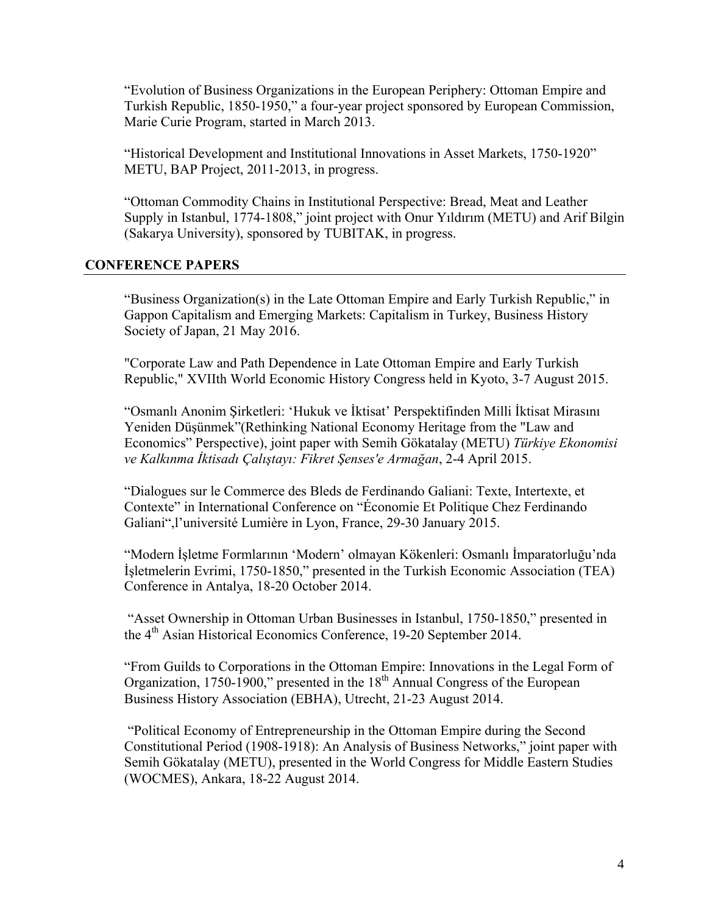"Evolution of Business Organizations in the European Periphery: Ottoman Empire and Turkish Republic, 1850-1950," a four-year project sponsored by European Commission, Marie Curie Program, started in March 2013.

"Historical Development and Institutional Innovations in Asset Markets, 1750-1920" METU, BAP Project, 2011-2013, in progress.

"Ottoman Commodity Chains in Institutional Perspective: Bread, Meat and Leather Supply in Istanbul, 1774-1808," joint project with Onur Yıldırım (METU) and Arif Bilgin (Sakarya University), sponsored by TUBITAK, in progress.

## CONFERENCE PAPERS

"Business Organization(s) in the Late Ottoman Empire and Early Turkish Republic," in Gappon Capitalism and Emerging Markets: Capitalism in Turkey, Business History Society of Japan, 21 May 2016.

"Corporate Law and Path Dependence in Late Ottoman Empire and Early Turkish Republic," XVIIth World Economic History Congress held in Kyoto, 3-7 August 2015.

"Osmanlı Anonim Şirketleri: 'Hukuk ve İktisat' Perspektifinden Milli İktisat Mirasını Yeniden Düşünmek"(Rethinking National Economy Heritage from the "Law and Economics" Perspective), joint paper with Semih Gökatalay (METU) *Türkiye Ekonomisi ve Kalkınma İktisadı Çalıştayı: Fikret Şenses'e Armağan*, 2-4 April 2015.

"Dialogues sur le Commerce des Bleds de Ferdinando Galiani: Texte, Intertexte, et Contexte" in International Conference on "Économie Et Politique Chez Ferdinando Galiani",l'université Lumière in Lyon, France, 29-30 January 2015.

"Modern İşletme Formlarının 'Modern' olmayan Kökenleri: Osmanlı İmparatorluğu'nda İşletmelerin Evrimi, 1750-1850," presented in the Turkish Economic Association (TEA) Conference in Antalya, 18-20 October 2014.

"Asset Ownership in Ottoman Urban Businesses in Istanbul, 1750-1850," presented in the 4th Asian Historical Economics Conference, 19-20 September 2014.

"From Guilds to Corporations in the Ottoman Empire: Innovations in the Legal Form of Organization, 1750-1900," presented in the 18th Annual Congress of the European Business History Association (EBHA), Utrecht, 21-23 August 2014.

"Political Economy of Entrepreneurship in the Ottoman Empire during the Second Constitutional Period (1908-1918): An Analysis of Business Networks," joint paper with Semih Gökatalay (METU), presented in the World Congress for Middle Eastern Studies (WOCMES), Ankara, 18-22 August 2014.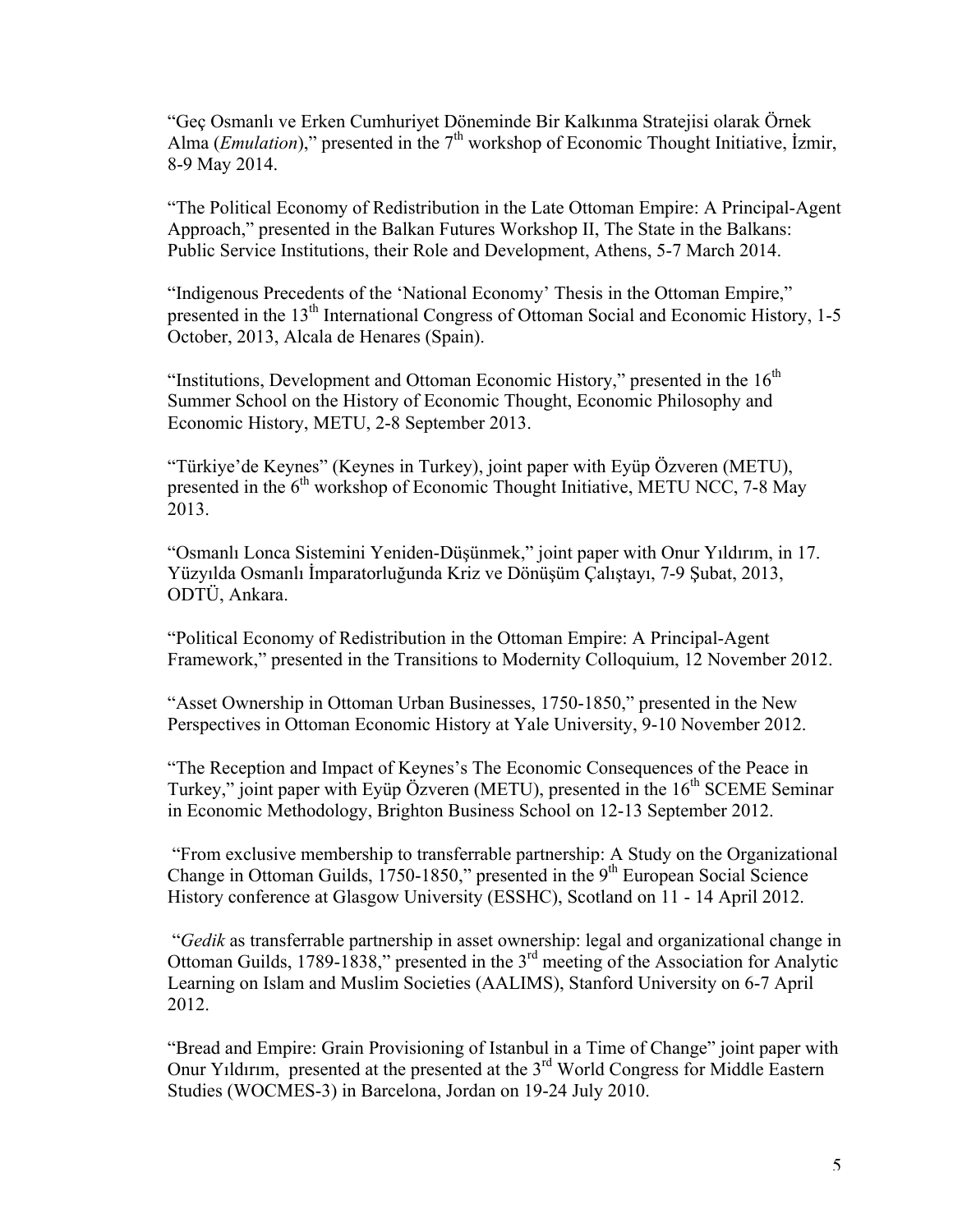"Geç Osmanlı ve Erken Cumhuriyet Döneminde Bir Kalkınma Stratejisi olarak Örnek Alma (*Emulation*)," presented in the 7th workshop of Economic Thought Initiative, İzmir, 8-9 May 2014.

"The Political Economy of Redistribution in the Late Ottoman Empire: A Principal-Agent Approach," presented in the Balkan Futures Workshop II, The State in the Balkans: Public Service Institutions, their Role and Development, Athens, 5-7 March 2014.

"Indigenous Precedents of the 'National Economy' Thesis in the Ottoman Empire," presented in the 13th International Congress of Ottoman Social and Economic History, 1-5 October, 2013, Alcala de Henares (Spain).

"Institutions, Development and Ottoman Economic History," presented in the 16th Summer School on the History of Economic Thought, Economic Philosophy and Economic History, METU, 2-8 September 2013.

"Türkiye'de Keynes" (Keynes in Turkey), joint paper with Eyüp Özveren (METU), presented in the 6th workshop of Economic Thought Initiative, METU NCC, 7-8 May 2013.

"Osmanlı Lonca Sistemini Yeniden-Düşünmek," joint paper with Onur Yıldırım, in 17. Yüzyılda Osmanlı İmparatorluğunda Kriz ve Dönüşüm Çalıştayı, 7-9 Şubat, 2013, ODTÜ, Ankara.

"Political Economy of Redistribution in the Ottoman Empire: A Principal-Agent Framework," presented in the Transitions to Modernity Colloquium, 12 November 2012.

"Asset Ownership in Ottoman Urban Businesses, 1750-1850," presented in the New Perspectives in Ottoman Economic History at Yale University, 9-10 November 2012.

"The Reception and Impact of Keynes's The Economic Consequences of the Peace in Turkey," joint paper with Eyüp Özveren (METU), presented in the 16th SCEME Seminar in Economic Methodology, Brighton Business School on 12-13 September 2012.

"From exclusive membership to transferrable partnership: A Study on the Organizational Change in Ottoman Guilds, 1750-1850," presented in the 9th European Social Science History conference at Glasgow University (ESSHC), Scotland on 11 - 14 April 2012.

"*Gedik* as transferrable partnership in asset ownership: legal and organizational change in Ottoman Guilds, 1789-1838," presented in the 3rd meeting of the Association for Analytic Learning on Islam and Muslim Societies (AALIMS), Stanford University on 6-7 April 2012.

"Bread and Empire: Grain Provisioning of Istanbul in a Time of Change" joint paper with Onur Yıldırım, presented at the presented at the 3rd World Congress for Middle Eastern Studies (WOCMES-3) in Barcelona, Jordan on 19-24 July 2010.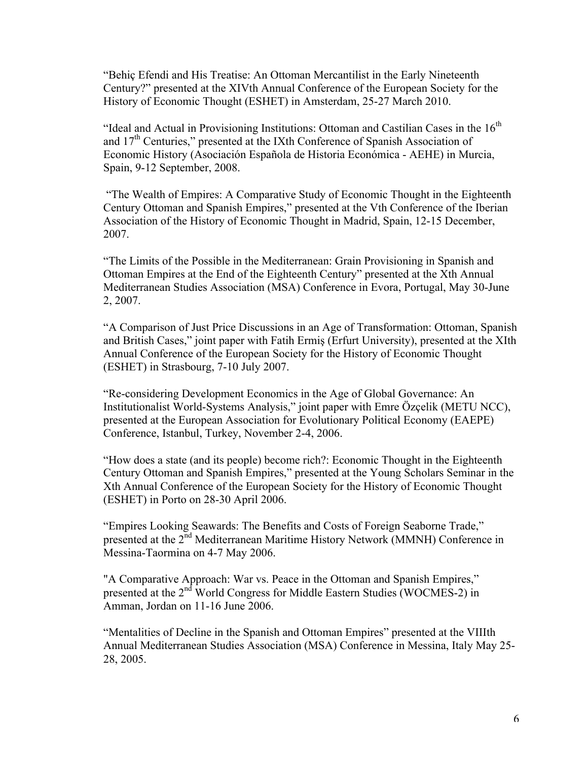"Behiç Efendi and His Treatise: An Ottoman Mercantilist in the Early Nineteenth Century?" presented at the XIVth Annual Conference of the European Society for the History of Economic Thought (ESHET) in Amsterdam, 25-27 March 2010.

"Ideal and Actual in Provisioning Institutions: Ottoman and Castilian Cases in the 16th and 17th Centuries," presented at the IXth Conference of Spanish Association of Economic History (Asociación Española de Historia Económica - AEHE) in Murcia, Spain, 9-12 September, 2008.

"The Wealth of Empires: A Comparative Study of Economic Thought in the Eighteenth Century Ottoman and Spanish Empires," presented at the Vth Conference of the Iberian Association of the History of Economic Thought in Madrid, Spain, 12-15 December, 2007.

"The Limits of the Possible in the Mediterranean: Grain Provisioning in Spanish and Ottoman Empires at the End of the Eighteenth Century" presented at the Xth Annual Mediterranean Studies Association (MSA) Conference in Evora, Portugal, May 30-June 2, 2007.

"A Comparison of Just Price Discussions in an Age of Transformation: Ottoman, Spanish and British Cases," joint paper with Fatih Ermiş (Erfurt University), presented at the XIth Annual Conference of the European Society for the History of Economic Thought (ESHET) in Strasbourg, 7-10 July 2007.

"Re-considering Development Economics in the Age of Global Governance: An Institutionalist World-Systems Analysis," joint paper with Emre Özçelik (METU NCC), presented at the European Association for Evolutionary Political Economy (EAEPE) Conference, Istanbul, Turkey, November 2-4, 2006.

"How does a state (and its people) become rich?: Economic Thought in the Eighteenth Century Ottoman and Spanish Empires," presented at the Young Scholars Seminar in the Xth Annual Conference of the European Society for the History of Economic Thought (ESHET) in Porto on 28-30 April 2006.

"Empires Looking Seawards: The Benefits and Costs of Foreign Seaborne Trade," presented at the 2nd Mediterranean Maritime History Network (MMNH) Conference in Messina-Taormina on 4-7 May 2006.

"A Comparative Approach: War vs. Peace in the Ottoman and Spanish Empires," presented at the 2nd World Congress for Middle Eastern Studies (WOCMES-2) in Amman, Jordan on 11-16 June 2006.

"Mentalities of Decline in the Spanish and Ottoman Empires" presented at the VIIIth Annual Mediterranean Studies Association (MSA) Conference in Messina, Italy May 25-28, 2005.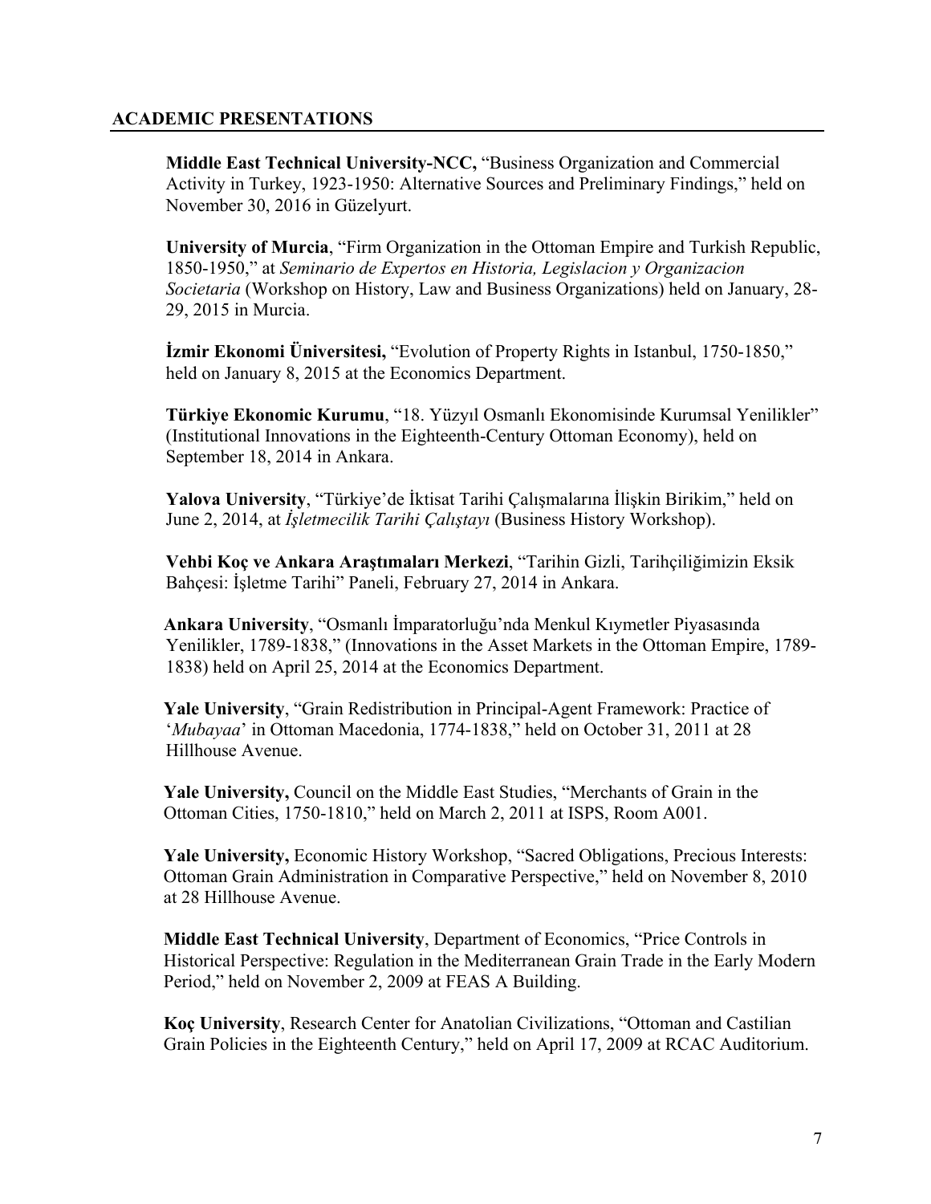## ACADEMIC PRESENTATIONS

**Middle East Technical University-NCC,** "Business Organization and Commercial Activity in Turkey, 1923-1950: Alternative Sources and Preliminary Findings," held on November 30, 2016 in Güzelyurt.

**University of Murcia**, "Firm Organization in the Ottoman Empire and Turkish Republic, 1850-1950," at *Seminario de Expertos en Historia, Legislacion y Organizacion Societaria* (Workshop on History, Law and Business Organizations) held on January, 28-29, 2015 in Murcia.

**İzmir Ekonomi Üniversitesi,** "Evolution of Property Rights in Istanbul, 1750-1850," held on January 8, 2015 at the Economics Department.

**Türkiye Ekonomic Kurumu**, "18. Yüzyıl Osmanlı Ekonomisinde Kurumsal Yenilikler" (Institutional Innovations in the Eighteenth-Century Ottoman Economy), held on September 18, 2014 in Ankara.

**Yalova University**, "Türkiye'de İktisat Tarihi Çalışmalarına İlişkin Birikim," held on June 2, 2014, at *İşletmecilik Tarihi Çalıştayı* (Business History Workshop).

**Vehbi Koç ve Ankara Araştımaları Merkezi**, "Tarihin Gizli, Tarihçiliğimizin Eksik Bahçesi: İşletme Tarihi" Paneli, February 27, 2014 in Ankara.

**Ankara University**, "Osmanlı İmparatorluğu'nda Menkul Kıymetler Piyasasında Yenilikler, 1789-1838," (Innovations in the Asset Markets in the Ottoman Empire, 1789-1838) held on April 25, 2014 at the Economics Department.

**Yale University**, "Grain Redistribution in Principal-Agent Framework: Practice of '*Mubayaa*' in Ottoman Macedonia, 1774-1838," held on October 31, 2011 at 28 Hillhouse Avenue.

**Yale University,** Council on the Middle East Studies, "Merchants of Grain in the Ottoman Cities, 1750-1810," held on March 2, 2011 at ISPS, Room A001.

**Yale University,** Economic History Workshop, "Sacred Obligations, Precious Interests: Ottoman Grain Administration in Comparative Perspective," held on November 8, 2010 at 28 Hillhouse Avenue.

**Middle East Technical University**, Department of Economics, "Price Controls in Historical Perspective: Regulation in the Mediterranean Grain Trade in the Early Modern Period," held on November 2, 2009 at FEAS A Building.

**Koç University**, Research Center for Anatolian Civilizations, "Ottoman and Castilian Grain Policies in the Eighteenth Century," held on April 17, 2009 at RCAC Auditorium.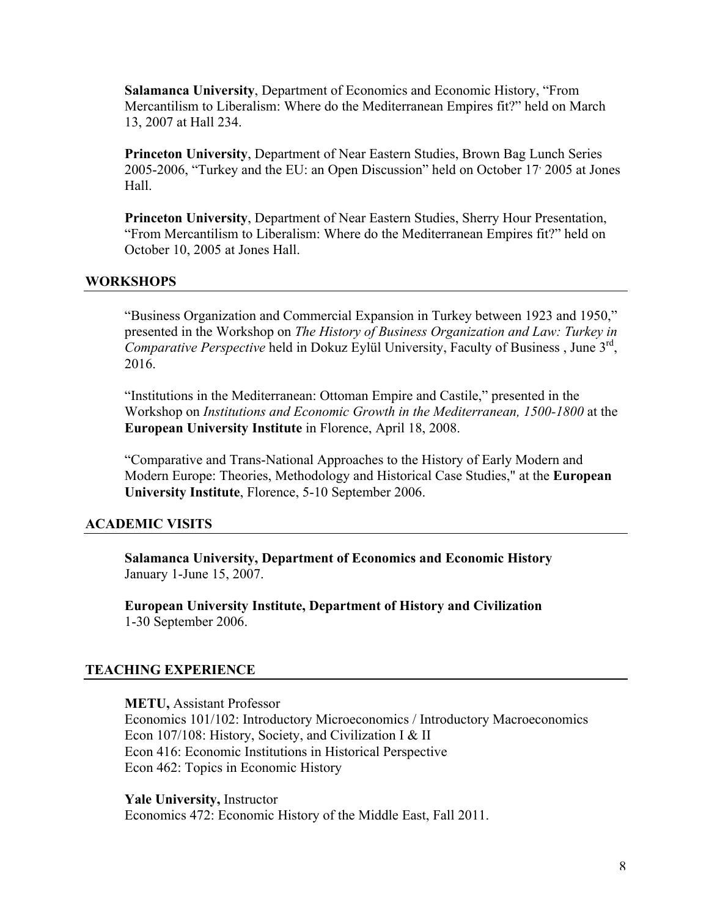**Salamanca University**, Department of Economics and Economic History, “From Mercantilism to Liberalism: Where do the Mediterranean Empires fit?” held on March 13, 2007 at Hall 234.

**Princeton University**, Department of Near Eastern Studies, Brown Bag Lunch Series 2005-2006, “Turkey and the EU: an Open Discussion” held on October 17, 2005 at Jones Hall.

**Princeton University**, Department of Near Eastern Studies, Sherry Hour Presentation, “From Mercantilism to Liberalism: Where do the Mediterranean Empires fit?” held on October 10, 2005 at Jones Hall.

## WORKSHOPS

“Business Organization and Commercial Expansion in Turkey between 1923 and 1950,” presented in the Workshop on *The History of Business Organization and Law: Turkey in Comparative Perspective* held in Dokuz Eylül University, Faculty of Business , June 3rd, 2016.

“Institutions in the Mediterranean: Ottoman Empire and Castile,” presented in the Workshop on *Institutions and Economic Growth in the Mediterranean, 1500-1800* at the **European University Institute** in Florence, April 18, 2008.

“Comparative and Trans-National Approaches to the History of Early Modern and Modern Europe: Theories, Methodology and Historical Case Studies," at the **European University Institute**, Florence, 5-10 September 2006.

## ACADEMIC VISITS

**Salamanca University, Department of Economics and Economic History**
January 1-June 15, 2007.

**European University Institute, Department of History and Civilization**
1-30 September 2006.

## TEACHING EXPERIENCE

**METU,** Assistant Professor
Economics 101/102: Introductory Microeconomics / Introductory Macroeconomics
Econ 107/108: History, Society, and Civilization I & II
Econ 416: Economic Institutions in Historical Perspective
Econ 462: Topics in Economic History

**Yale University,** Instructor
Economics 472: Economic History of the Middle East, Fall 2011.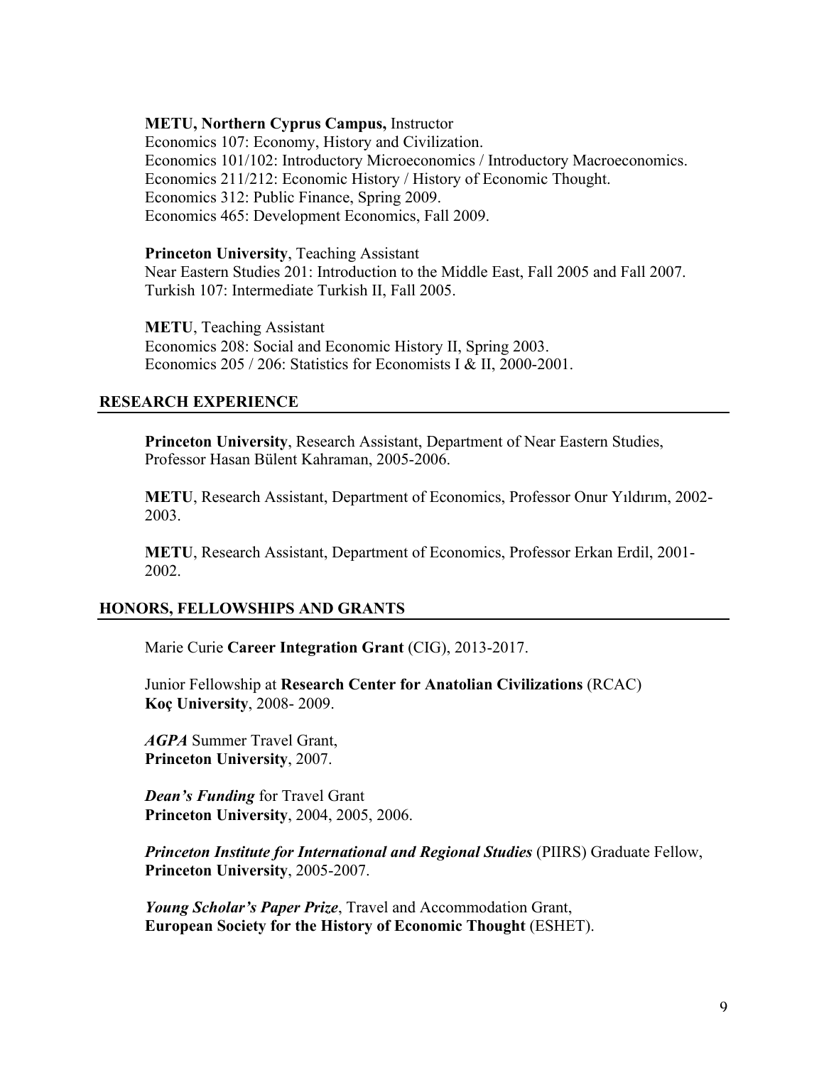**METU, Northern Cyprus Campus,** Instructor
Economics 107: Economy, History and Civilization.
Economics 101/102: Introductory Microeconomics / Introductory Macroeconomics.
Economics 211/212: Economic History / History of Economic Thought.
Economics 312: Public Finance, Spring 2009.
Economics 465: Development Economics, Fall 2009.

**Princeton University**, Teaching Assistant
Near Eastern Studies 201: Introduction to the Middle East, Fall 2005 and Fall 2007.
Turkish 107: Intermediate Turkish II, Fall 2005.

**METU**, Teaching Assistant
Economics 208: Social and Economic History II, Spring 2003.
Economics 205 / 206: Statistics for Economists I & II, 2000-2001.

## RESEARCH EXPERIENCE

**Princeton University**, Research Assistant, Department of Near Eastern Studies, Professor Hasan Bülent Kahraman, 2005-2006.

**METU**, Research Assistant, Department of Economics, Professor Onur Yıldırım, 2002-2003.

**METU**, Research Assistant, Department of Economics, Professor Erkan Erdil, 2001-2002.

## HONORS, FELLOWSHIPS AND GRANTS

Marie Curie **Career Integration Grant** (CIG), 2013-2017.

Junior Fellowship at **Research Center for Anatolian Civilizations** (RCAC)
**Koç University**, 2008- 2009.

***AGPA*** Summer Travel Grant,
**Princeton University**, 2007.

***Dean's Funding*** for Travel Grant
**Princeton University**, 2004, 2005, 2006.

***Princeton Institute for International and Regional Studies*** (PIIRS) Graduate Fellow,
**Princeton University**, 2005-2007.

***Young Scholar's Paper Prize***, Travel and Accommodation Grant,
**European Society for the History of Economic Thought** (ESHET).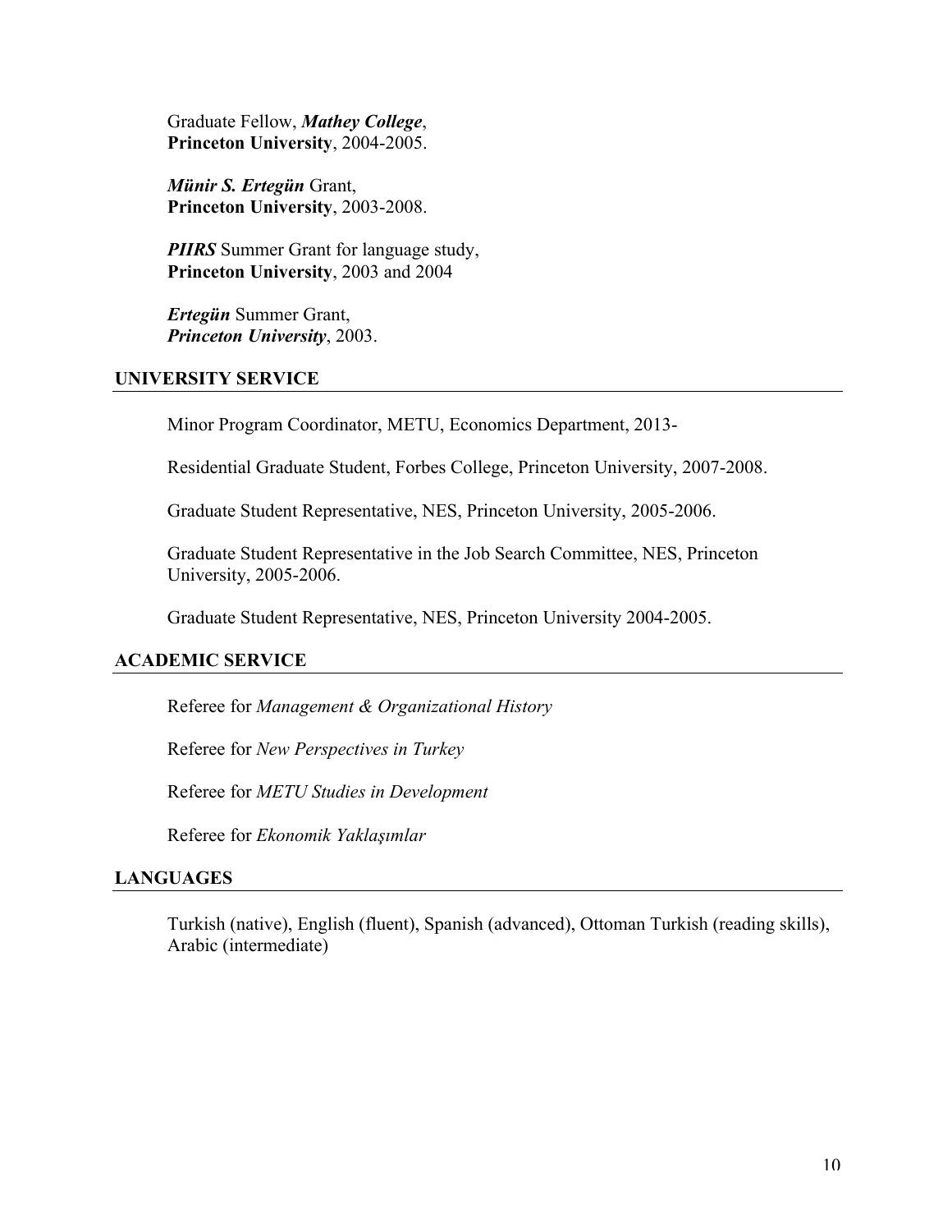Graduate Fellow, ***Mathey College***,
**Princeton University**, 2004-2005.

***Münir S. Ertegün*** Grant,
**Princeton University**, 2003-2008.

***PIIRS*** Summer Grant for language study,
**Princeton University**, 2003 and 2004

***Ertegün*** Summer Grant,
***Princeton University***, 2003.

## UNIVERSITY SERVICE

Minor Program Coordinator, METU, Economics Department, 2013-

Residential Graduate Student, Forbes College, Princeton University, 2007-2008.

Graduate Student Representative, NES, Princeton University, 2005-2006.

Graduate Student Representative in the Job Search Committee, NES, Princeton University, 2005-2006.

Graduate Student Representative, NES, Princeton University 2004-2005.

## ACADEMIC SERVICE

Referee for *Management & Organizational History*

Referee for *New Perspectives in Turkey*

Referee for *METU Studies in Development*

Referee for *Ekonomik Yaklaşımlar*

## LANGUAGES

Turkish (native), English (fluent), Spanish (advanced), Ottoman Turkish (reading skills), Arabic (intermediate)